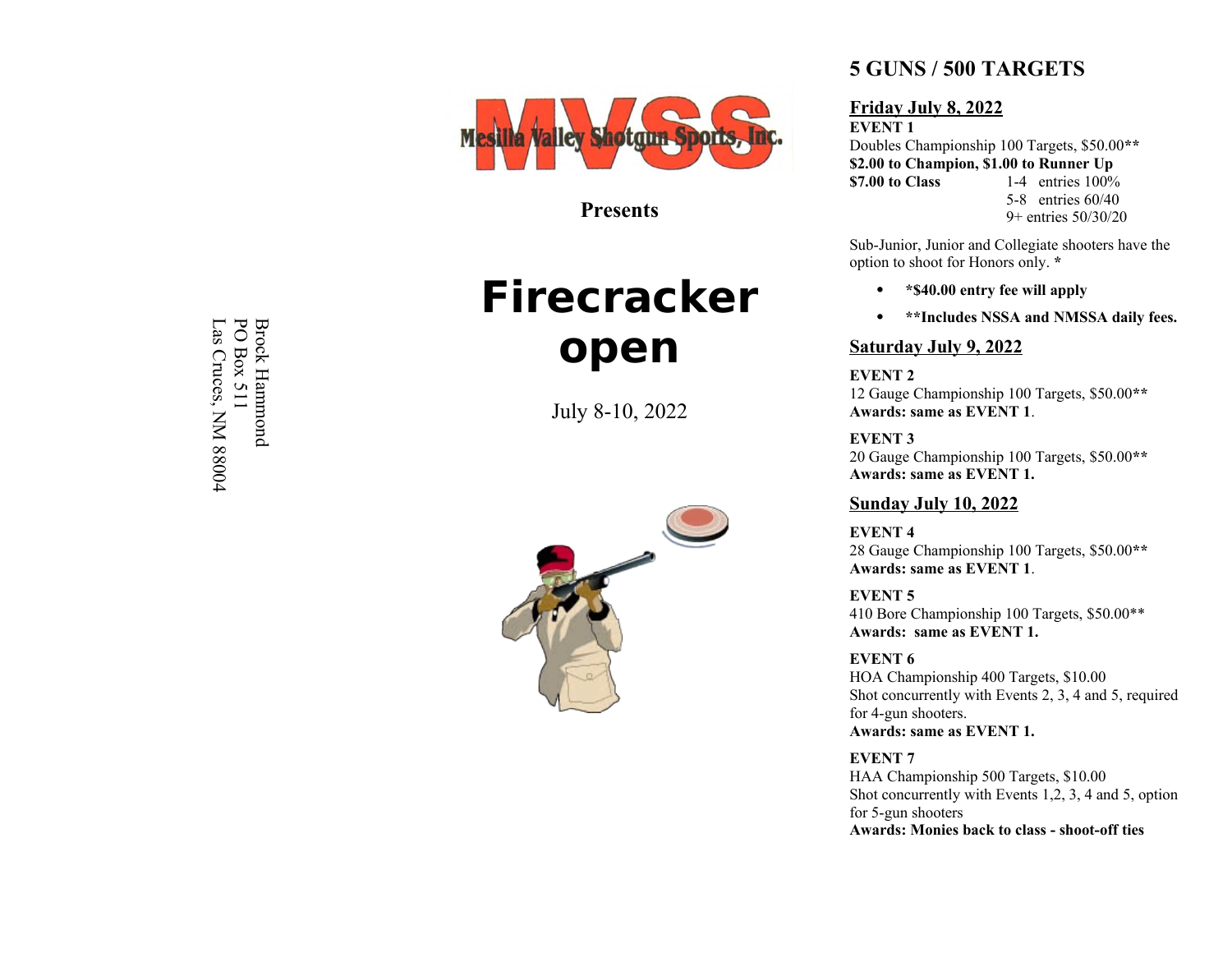Brock Hammond
PO Box 511
Las Cruces, NM 88004

Mesilla Valley Shotgun Sports, Inc.

**Presents**

# Firecracker open

July 8-10, 2022

## 5 GUNS / 500 TARGETS

### Friday July 8, 2022

**EVENT 1**
Doubles Championship 100 Targets, $50.00**
**$2.00 to Champion, $1.00 to Runner Up**

| **$7.00 to Class** | 1-4 entries 100% |
|---|---|
| | 5-8 entries 60/40 |
| | 9+ entries 50/30/20 |

Sub-Junior, Junior and Collegiate shooters have the option to shoot for Honors only. *

- ***$40.00 entry fee will apply**
- ****Includes NSSA and NMSSA daily fees.**

### Saturday July 9, 2022

**EVENT 2**
12 Gauge Championship 100 Targets, $50.00**
**Awards: same as EVENT 1**.

**EVENT 3**
20 Gauge Championship 100 Targets, $50.00**
**Awards: same as EVENT 1.**

### Sunday July 10, 2022

**EVENT 4**
28 Gauge Championship 100 Targets, $50.00**
**Awards: same as EVENT 1**.

**EVENT 5**
410 Bore Championship 100 Targets, $50.00**
**Awards: same as EVENT 1.**

**EVENT 6**
HOA Championship 400 Targets, $10.00
Shot concurrently with Events 2, 3, 4 and 5, required for 4-gun shooters.
**Awards: same as EVENT 1.**

**EVENT 7**
HAA Championship 500 Targets, $10.00
Shot concurrently with Events 1,2, 3, 4 and 5, option for 5-gun shooters
**Awards: Monies back to class - shoot-off ties**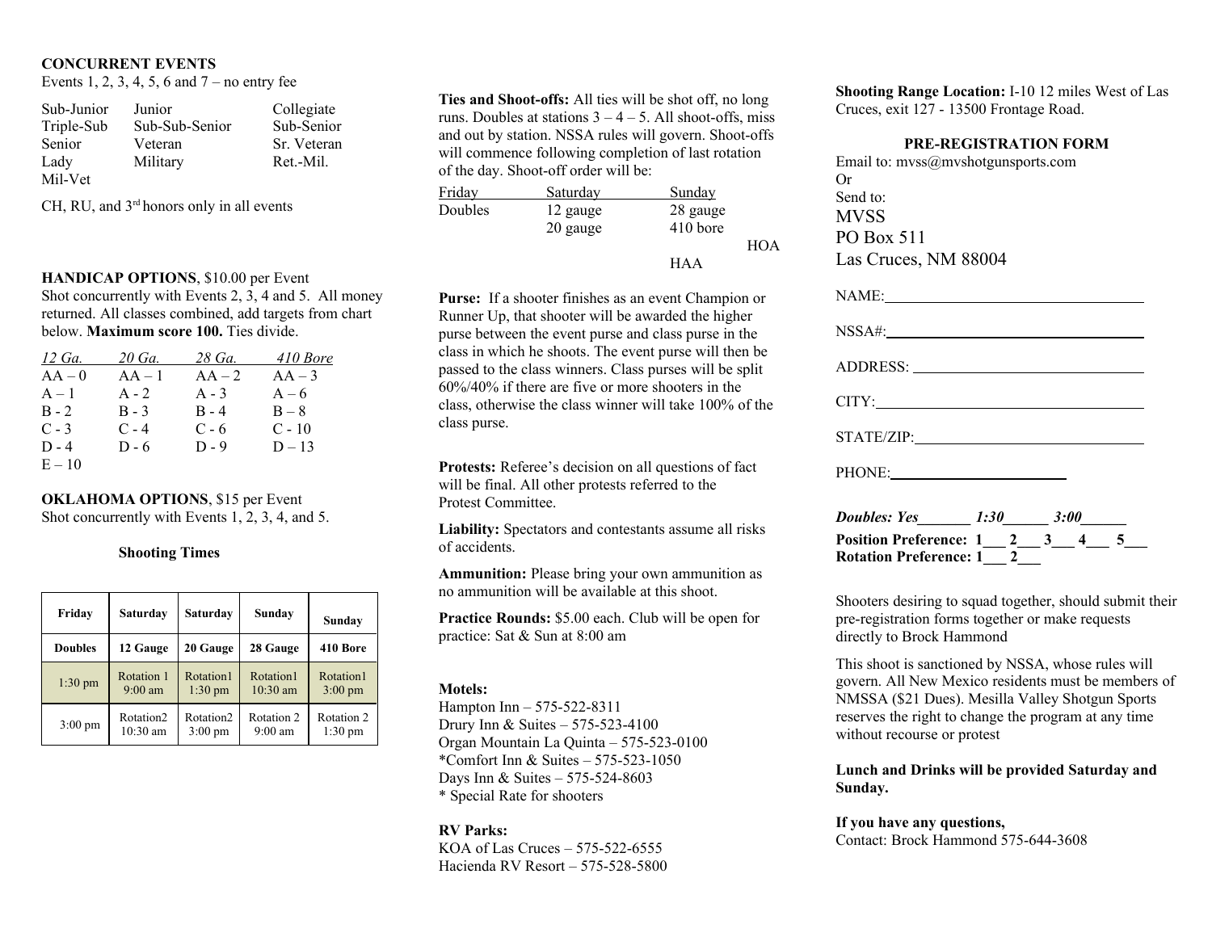**CONCURRENT EVENTS**

Events 1, 2, 3, 4, 5, 6 and 7 – no entry fee

| | | |
|---|---|---|
| Sub-Junior | Junior | Collegiate |
| Triple-Sub | Sub-Sub-Senior | Sub-Senior |
| Senior | Veteran | Sr. Veteran |
| Lady | Military | Ret.-Mil. |
| Mil-Vet | | |

CH, RU, and 3rd honors only in all events

**HANDICAP OPTIONS**, $10.00 per Event

Shot concurrently with Events 2, 3, 4 and 5. All money returned. All classes combined, add targets from chart below. **Maximum score 100.** Ties divide.

| *12 Ga.* | *20 Ga.* | *28 Ga.* | *410 Bore* |
|---|---|---|---|
| AA – 0 | AA – 1 | AA – 2 | AA – 3 |
| A – 1 | A - 2 | A - 3 | A – 6 |
| B - 2 | B - 3 | B - 4 | B – 8 |
| C - 3 | C - 4 | C - 6 | C - 10 |
| D - 4 | D - 6 | D - 9 | D – 13 |
| E – 10 | | | |

**OKLAHOMA OPTIONS**, $15 per Event

Shot concurrently with Events 1, 2, 3, 4, and 5.

**Shooting Times**

| Friday | Saturday | Saturday | Sunday | Sunday |
|---|---|---|---|---|
| **Doubles** | **12 Gauge** | **20 Gauge** | **28 Gauge** | **410 Bore** |
| 1:30 pm | Rotation 1 9:00 am | Rotation1 1:30 pm | Rotation1 10:30 am | Rotation1 3:00 pm |
| 3:00 pm | Rotation2 10:30 am | Rotation2 3:00 pm | Rotation 2 9:00 am | Rotation 2 1:30 pm |

**Ties and Shoot-offs:** All ties will be shot off, no long runs. Doubles at stations 3 – 4 – 5. All shoot-offs, miss and out by station. NSSA rules will govern. Shoot-offs will commence following completion of last rotation of the day. Shoot-off order will be:

| Friday | Saturday | Sunday |
|---|---|---|
| Doubles | 12 gauge | 28 gauge |
| | 20 gauge | 410 bore |
| | | HOA |
| | | HAA |

**Purse:** If a shooter finishes as an event Champion or Runner Up, that shooter will be awarded the higher purse between the event purse and class purse in the class in which he shoots. The event purse will then be passed to the class winners. Class purses will be split 60%/40% if there are five or more shooters in the class, otherwise the class winner will take 100% of the class purse.

**Protests:** Referee's decision on all questions of fact will be final. All other protests referred to the Protest Committee.

**Liability:** Spectators and contestants assume all risks of accidents.

**Ammunition:** Please bring your own ammunition as no ammunition will be available at this shoot.

**Practice Rounds:** $5.00 each. Club will be open for practice: Sat & Sun at 8:00 am

**Motels:**

Hampton Inn – 575-522-8311
Drury Inn & Suites – 575-523-4100
Organ Mountain La Quinta – 575-523-0100
*Comfort Inn & Suites – 575-523-1050
Days Inn & Suites – 575-524-8603
* Special Rate for shooters

**RV Parks:**

KOA of Las Cruces – 575-522-6555
Hacienda RV Resort – 575-528-5800

**Shooting Range Location:** I-10 12 miles West of Las Cruces, exit 127 - 13500 Frontage Road.

**PRE-REGISTRATION FORM**

Email to: mvss@mvshotgunsports.com
Or
Send to:
MVSS
PO Box 511
Las Cruces, NM 88004

NAME:\_\_\_\_\_\_\_\_\_\_\_\_\_\_\_\_\_\_\_\_\_\_\_\_\_\_\_\_\_\_

NSSA#:\_\_\_\_\_\_\_\_\_\_\_\_\_\_\_\_\_\_\_\_\_\_\_\_\_\_\_\_\_\_

ADDRESS: \_\_\_\_\_\_\_\_\_\_\_\_\_\_\_\_\_\_\_\_\_\_\_\_\_\_\_

CITY:\_\_\_\_\_\_\_\_\_\_\_\_\_\_\_\_\_\_\_\_\_\_\_\_\_\_\_\_\_\_\_

STATE/ZIP:\_\_\_\_\_\_\_\_\_\_\_\_\_\_\_\_\_\_\_\_\_\_\_\_\_\_

PHONE:\_\_\_\_\_\_\_\_\_\_\_\_\_\_\_\_\_\_\_\_\_\_

***Doubles: Yes\_\_\_\_\_\_\_ 1:30\_\_\_\_\_\_ 3:00\_\_\_\_\_\_***

**Position Preference: 1\_\_\_ 2\_\_\_ 3\_\_\_ 4\_\_\_ 5\_\_\_**
**Rotation Preference: 1\_\_\_ 2\_\_\_**

Shooters desiring to squad together, should submit their pre-registration forms together or make requests directly to Brock Hammond

This shoot is sanctioned by NSSA, whose rules will govern. All New Mexico residents must be members of NMSSA ($21 Dues). Mesilla Valley Shotgun Sports reserves the right to change the program at any time without recourse or protest

**Lunch and Drinks will be provided Saturday and Sunday.**

**If you have any questions,**
Contact: Brock Hammond 575-644-3608